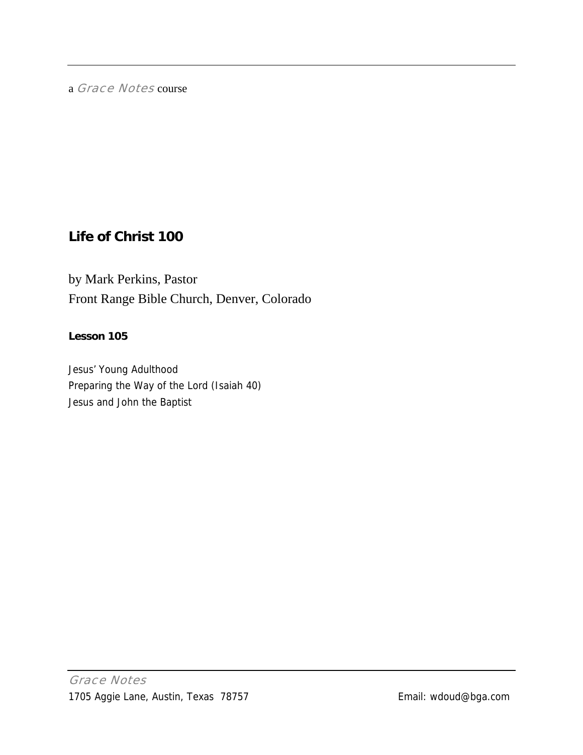a *Grace Notes* course

# Life of Christ 100

by Mark Perkins, Pastor
Front Range Bible Church, Denver, Colorado

**Lesson 105**

Jesus' Young Adulthood
Preparing the Way of the Lord (Isaiah 40)
Jesus and John the Baptist

*Grace Notes*
1705 Aggie Lane, Austin, Texas 78757 Email: wdoud@bga.com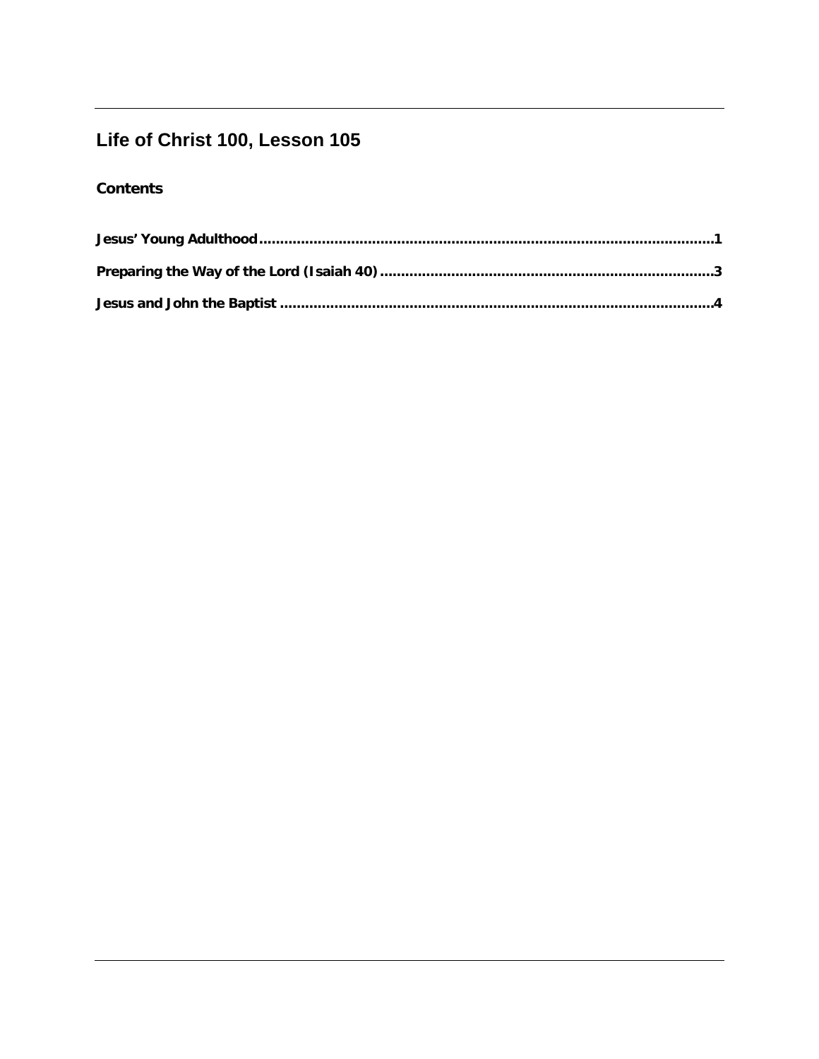# Life of Christ 100, Lesson 105

## Contents

**Jesus' Young Adulthood** .......... 1

**Preparing the Way of the Lord (Isaiah 40)** .......... 3

**Jesus and John the Baptist** .......... 4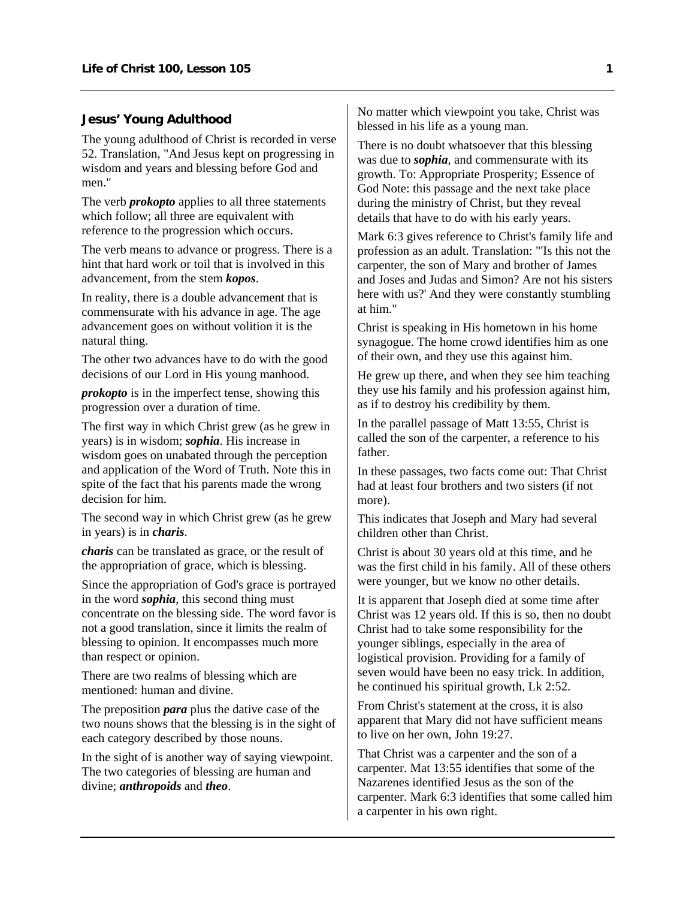## Jesus' Young Adulthood

The young adulthood of Christ is recorded in verse 52. Translation, "And Jesus kept on progressing in wisdom and years and blessing before God and men."

The verb ***prokopto*** applies to all three statements which follow; all three are equivalent with reference to the progression which occurs.

The verb means to advance or progress. There is a hint that hard work or toil that is involved in this advancement, from the stem ***kopos***.

In reality, there is a double advancement that is commensurate with his advance in age. The age advancement goes on without volition it is the natural thing.

The other two advances have to do with the good decisions of our Lord in His young manhood.

***prokopto*** is in the imperfect tense, showing this progression over a duration of time.

The first way in which Christ grew (as he grew in years) is in wisdom; ***sophia***. His increase in wisdom goes on unabated through the perception and application of the Word of Truth. Note this in spite of the fact that his parents made the wrong decision for him.

The second way in which Christ grew (as he grew in years) is in ***charis***.

***charis*** can be translated as grace, or the result of the appropriation of grace, which is blessing.

Since the appropriation of God's grace is portrayed in the word ***sophia***, this second thing must concentrate on the blessing side. The word favor is not a good translation, since it limits the realm of blessing to opinion. It encompasses much more than respect or opinion.

There are two realms of blessing which are mentioned: human and divine.

The preposition ***para*** plus the dative case of the two nouns shows that the blessing is in the sight of each category described by those nouns.

In the sight of is another way of saying viewpoint. The two categories of blessing are human and divine; ***anthropoids*** and ***theo***.

No matter which viewpoint you take, Christ was blessed in his life as a young man.

There is no doubt whatsoever that this blessing was due to ***sophia***, and commensurate with its growth. To: Appropriate Prosperity; Essence of God Note: this passage and the next take place during the ministry of Christ, but they reveal details that have to do with his early years.

Mark 6:3 gives reference to Christ's family life and profession as an adult. Translation: "'Is this not the carpenter, the son of Mary and brother of James and Joses and Judas and Simon? Are not his sisters here with us?' And they were constantly stumbling at him."

Christ is speaking in His hometown in his home synagogue. The home crowd identifies him as one of their own, and they use this against him.

He grew up there, and when they see him teaching they use his family and his profession against him, as if to destroy his credibility by them.

In the parallel passage of Matt 13:55, Christ is called the son of the carpenter, a reference to his father.

In these passages, two facts come out: That Christ had at least four brothers and two sisters (if not more).

This indicates that Joseph and Mary had several children other than Christ.

Christ is about 30 years old at this time, and he was the first child in his family. All of these others were younger, but we know no other details.

It is apparent that Joseph died at some time after Christ was 12 years old. If this is so, then no doubt Christ had to take some responsibility for the younger siblings, especially in the area of logistical provision. Providing for a family of seven would have been no easy trick. In addition, he continued his spiritual growth, Lk 2:52.

From Christ's statement at the cross, it is also apparent that Mary did not have sufficient means to live on her own, John 19:27.

That Christ was a carpenter and the son of a carpenter. Mat 13:55 identifies that some of the Nazarenes identified Jesus as the son of the carpenter. Mark 6:3 identifies that some called him a carpenter in his own right.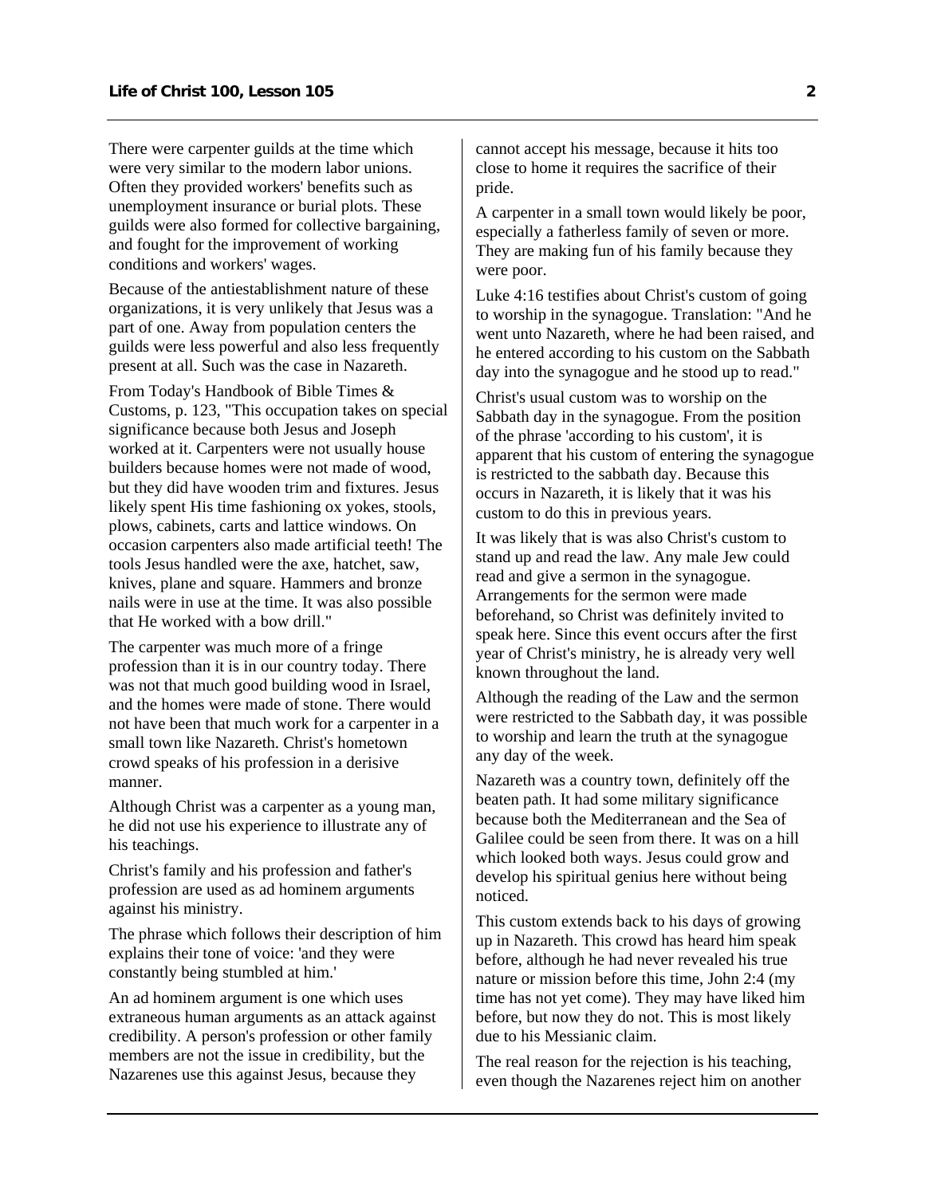There were carpenter guilds at the time which were very similar to the modern labor unions. Often they provided workers' benefits such as unemployment insurance or burial plots. These guilds were also formed for collective bargaining, and fought for the improvement of working conditions and workers' wages.

Because of the antiestablishment nature of these organizations, it is very unlikely that Jesus was a part of one. Away from population centers the guilds were less powerful and also less frequently present at all. Such was the case in Nazareth.

From Today's Handbook of Bible Times & Customs, p. 123, "This occupation takes on special significance because both Jesus and Joseph worked at it. Carpenters were not usually house builders because homes were not made of wood, but they did have wooden trim and fixtures. Jesus likely spent His time fashioning ox yokes, stools, plows, cabinets, carts and lattice windows. On occasion carpenters also made artificial teeth! The tools Jesus handled were the axe, hatchet, saw, knives, plane and square. Hammers and bronze nails were in use at the time. It was also possible that He worked with a bow drill."

The carpenter was much more of a fringe profession than it is in our country today. There was not that much good building wood in Israel, and the homes were made of stone. There would not have been that much work for a carpenter in a small town like Nazareth. Christ's hometown crowd speaks of his profession in a derisive manner.

Although Christ was a carpenter as a young man, he did not use his experience to illustrate any of his teachings.

Christ's family and his profession and father's profession are used as ad hominem arguments against his ministry.

The phrase which follows their description of him explains their tone of voice: 'and they were constantly being stumbled at him.'

An ad hominem argument is one which uses extraneous human arguments as an attack against credibility. A person's profession or other family members are not the issue in credibility, but the Nazarenes use this against Jesus, because they cannot accept his message, because it hits too close to home it requires the sacrifice of their pride.

A carpenter in a small town would likely be poor, especially a fatherless family of seven or more. They are making fun of his family because they were poor.

Luke 4:16 testifies about Christ's custom of going to worship in the synagogue. Translation: "And he went unto Nazareth, where he had been raised, and he entered according to his custom on the Sabbath day into the synagogue and he stood up to read."

Christ's usual custom was to worship on the Sabbath day in the synagogue. From the position of the phrase 'according to his custom', it is apparent that his custom of entering the synagogue is restricted to the sabbath day. Because this occurs in Nazareth, it is likely that it was his custom to do this in previous years.

It was likely that is was also Christ's custom to stand up and read the law. Any male Jew could read and give a sermon in the synagogue. Arrangements for the sermon were made beforehand, so Christ was definitely invited to speak here. Since this event occurs after the first year of Christ's ministry, he is already very well known throughout the land.

Although the reading of the Law and the sermon were restricted to the Sabbath day, it was possible to worship and learn the truth at the synagogue any day of the week.

Nazareth was a country town, definitely off the beaten path. It had some military significance because both the Mediterranean and the Sea of Galilee could be seen from there. It was on a hill which looked both ways. Jesus could grow and develop his spiritual genius here without being noticed.

This custom extends back to his days of growing up in Nazareth. This crowd has heard him speak before, although he had never revealed his true nature or mission before this time, John 2:4 (my time has not yet come). They may have liked him before, but now they do not. This is most likely due to his Messianic claim.

The real reason for the rejection is his teaching, even though the Nazarenes reject him on another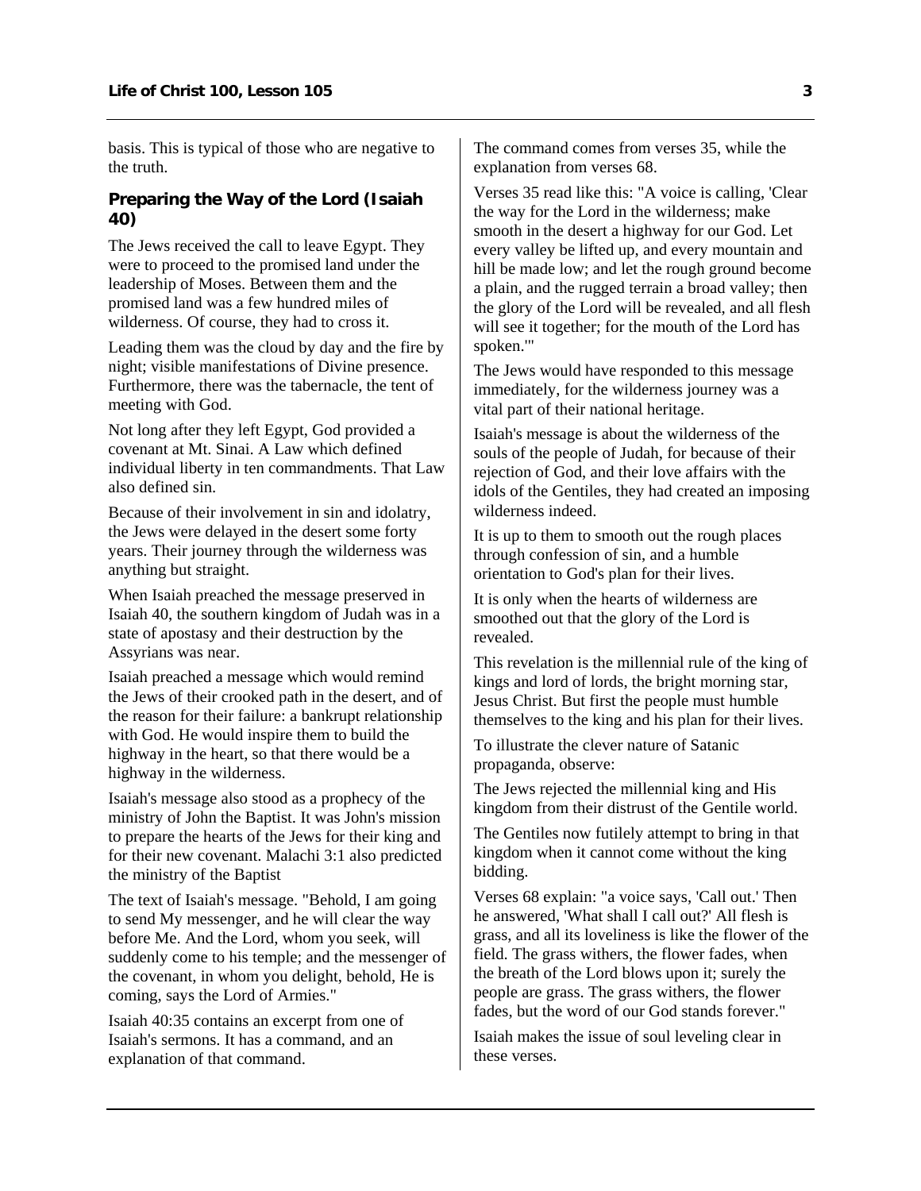basis. This is typical of those who are negative to the truth.

## Preparing the Way of the Lord (Isaiah 40)

The Jews received the call to leave Egypt. They were to proceed to the promised land under the leadership of Moses. Between them and the promised land was a few hundred miles of wilderness. Of course, they had to cross it.

Leading them was the cloud by day and the fire by night; visible manifestations of Divine presence. Furthermore, there was the tabernacle, the tent of meeting with God.

Not long after they left Egypt, God provided a covenant at Mt. Sinai. A Law which defined individual liberty in ten commandments. That Law also defined sin.

Because of their involvement in sin and idolatry, the Jews were delayed in the desert some forty years. Their journey through the wilderness was anything but straight.

When Isaiah preached the message preserved in Isaiah 40, the southern kingdom of Judah was in a state of apostasy and their destruction by the Assyrians was near.

Isaiah preached a message which would remind the Jews of their crooked path in the desert, and of the reason for their failure: a bankrupt relationship with God. He would inspire them to build the highway in the heart, so that there would be a highway in the wilderness.

Isaiah's message also stood as a prophecy of the ministry of John the Baptist. It was John's mission to prepare the hearts of the Jews for their king and for their new covenant. Malachi 3:1 also predicted the ministry of the Baptist

The text of Isaiah's message. "Behold, I am going to send My messenger, and he will clear the way before Me. And the Lord, whom you seek, will suddenly come to his temple; and the messenger of the covenant, in whom you delight, behold, He is coming, says the Lord of Armies."

Isaiah 40:35 contains an excerpt from one of Isaiah's sermons. It has a command, and an explanation of that command.

The command comes from verses 35, while the explanation from verses 68.

Verses 35 read like this: "A voice is calling, 'Clear the way for the Lord in the wilderness; make smooth in the desert a highway for our God. Let every valley be lifted up, and every mountain and hill be made low; and let the rough ground become a plain, and the rugged terrain a broad valley; then the glory of the Lord will be revealed, and all flesh will see it together; for the mouth of the Lord has spoken.'"

The Jews would have responded to this message immediately, for the wilderness journey was a vital part of their national heritage.

Isaiah's message is about the wilderness of the souls of the people of Judah, for because of their rejection of God, and their love affairs with the idols of the Gentiles, they had created an imposing wilderness indeed.

It is up to them to smooth out the rough places through confession of sin, and a humble orientation to God's plan for their lives.

It is only when the hearts of wilderness are smoothed out that the glory of the Lord is revealed.

This revelation is the millennial rule of the king of kings and lord of lords, the bright morning star, Jesus Christ. But first the people must humble themselves to the king and his plan for their lives.

To illustrate the clever nature of Satanic propaganda, observe:

The Jews rejected the millennial king and His kingdom from their distrust of the Gentile world.

The Gentiles now futilely attempt to bring in that kingdom when it cannot come without the king bidding.

Verses 68 explain: "a voice says, 'Call out.' Then he answered, 'What shall I call out?' All flesh is grass, and all its loveliness is like the flower of the field. The grass withers, the flower fades, when the breath of the Lord blows upon it; surely the people are grass. The grass withers, the flower fades, but the word of our God stands forever."

Isaiah makes the issue of soul leveling clear in these verses.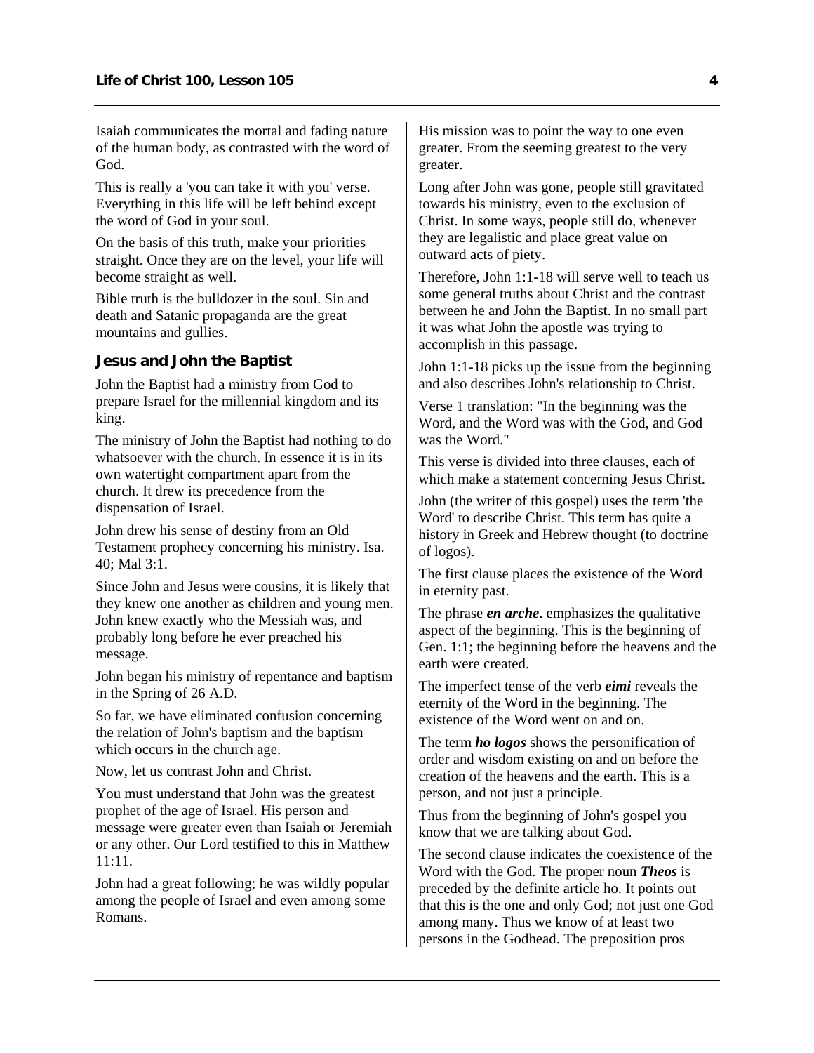Isaiah communicates the mortal and fading nature of the human body, as contrasted with the word of God.

This is really a 'you can take it with you' verse. Everything in this life will be left behind except the word of God in your soul.

On the basis of this truth, make your priorities straight. Once they are on the level, your life will become straight as well.

Bible truth is the bulldozer in the soul. Sin and death and Satanic propaganda are the great mountains and gullies.

### Jesus and John the Baptist

John the Baptist had a ministry from God to prepare Israel for the millennial kingdom and its king.

The ministry of John the Baptist had nothing to do whatsoever with the church. In essence it is in its own watertight compartment apart from the church. It drew its precedence from the dispensation of Israel.

John drew his sense of destiny from an Old Testament prophecy concerning his ministry. Isa. 40; Mal 3:1.

Since John and Jesus were cousins, it is likely that they knew one another as children and young men. John knew exactly who the Messiah was, and probably long before he ever preached his message.

John began his ministry of repentance and baptism in the Spring of 26 A.D.

So far, we have eliminated confusion concerning the relation of John's baptism and the baptism which occurs in the church age.

Now, let us contrast John and Christ.

You must understand that John was the greatest prophet of the age of Israel. His person and message were greater even than Isaiah or Jeremiah or any other. Our Lord testified to this in Matthew 11:11.

John had a great following; he was wildly popular among the people of Israel and even among some Romans.

His mission was to point the way to one even greater. From the seeming greatest to the very greater.

Long after John was gone, people still gravitated towards his ministry, even to the exclusion of Christ. In some ways, people still do, whenever they are legalistic and place great value on outward acts of piety.

Therefore, John 1:1-18 will serve well to teach us some general truths about Christ and the contrast between he and John the Baptist. In no small part it was what John the apostle was trying to accomplish in this passage.

John 1:1-18 picks up the issue from the beginning and also describes John's relationship to Christ.

Verse 1 translation: "In the beginning was the Word, and the Word was with the God, and God was the Word."

This verse is divided into three clauses, each of which make a statement concerning Jesus Christ.

John (the writer of this gospel) uses the term 'the Word' to describe Christ. This term has quite a history in Greek and Hebrew thought (to doctrine of logos).

The first clause places the existence of the Word in eternity past.

The phrase ***en arche***. emphasizes the qualitative aspect of the beginning. This is the beginning of Gen. 1:1; the beginning before the heavens and the earth were created.

The imperfect tense of the verb ***eimi*** reveals the eternity of the Word in the beginning. The existence of the Word went on and on.

The term ***ho logos*** shows the personification of order and wisdom existing on and on before the creation of the heavens and the earth. This is a person, and not just a principle.

Thus from the beginning of John's gospel you know that we are talking about God.

The second clause indicates the coexistence of the Word with the God. The proper noun ***Theos*** is preceded by the definite article ho. It points out that this is the one and only God; not just one God among many. Thus we know of at least two persons in the Godhead. The preposition pros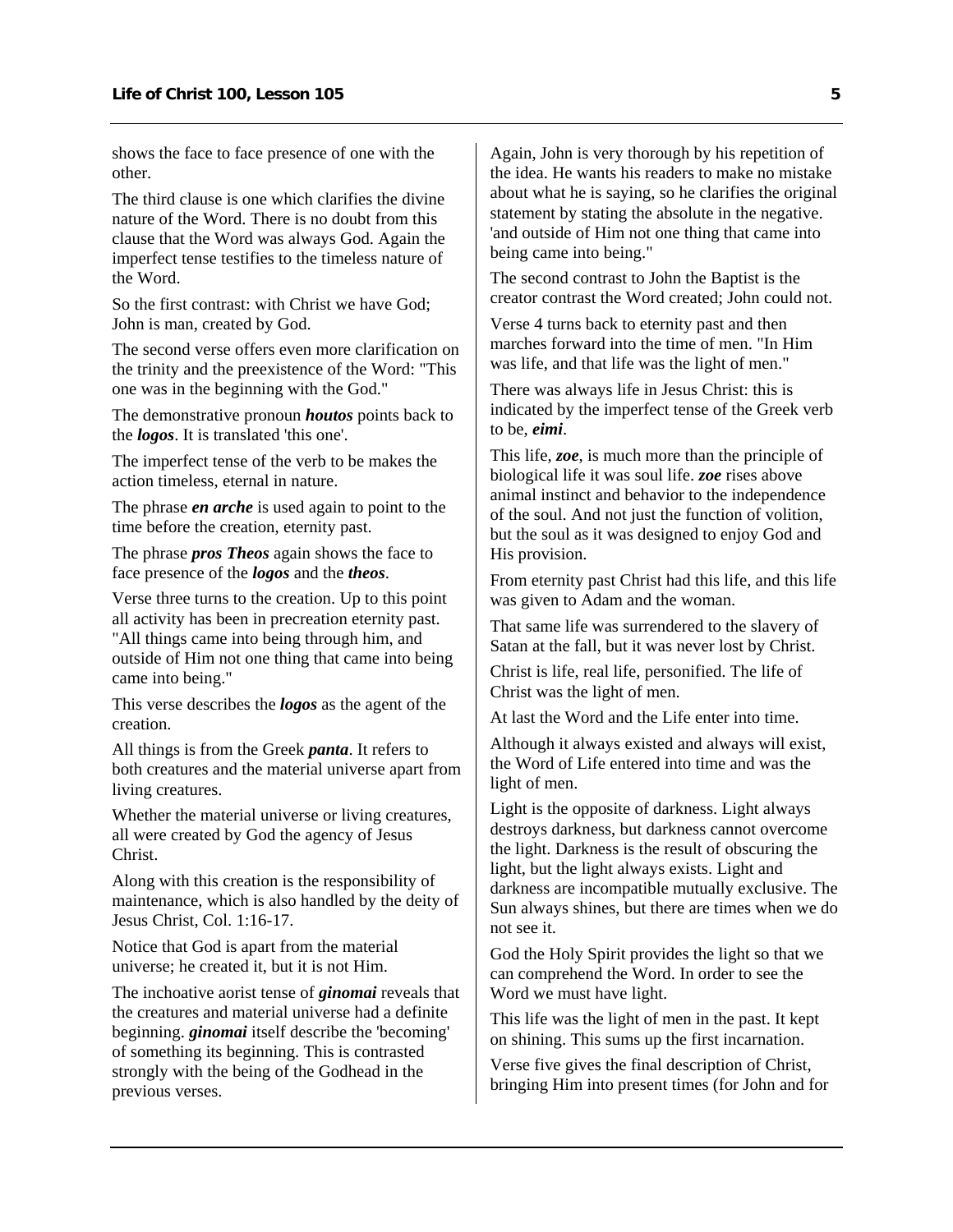shows the face to face presence of one with the other.

The third clause is one which clarifies the divine nature of the Word. There is no doubt from this clause that the Word was always God. Again the imperfect tense testifies to the timeless nature of the Word.

So the first contrast: with Christ we have God; John is man, created by God.

The second verse offers even more clarification on the trinity and the preexistence of the Word: "This one was in the beginning with the God."

The demonstrative pronoun ***houtos*** points back to the ***logos***. It is translated 'this one'.

The imperfect tense of the verb to be makes the action timeless, eternal in nature.

The phrase ***en arche*** is used again to point to the time before the creation, eternity past.

The phrase ***pros Theos*** again shows the face to face presence of the ***logos*** and the ***theos***.

Verse three turns to the creation. Up to this point all activity has been in precreation eternity past. "All things came into being through him, and outside of Him not one thing that came into being came into being."

This verse describes the ***logos*** as the agent of the creation.

All things is from the Greek ***panta***. It refers to both creatures and the material universe apart from living creatures.

Whether the material universe or living creatures, all were created by God the agency of Jesus Christ.

Along with this creation is the responsibility of maintenance, which is also handled by the deity of Jesus Christ, Col. 1:16-17.

Notice that God is apart from the material universe; he created it, but it is not Him.

The inchoative aorist tense of ***ginomai*** reveals that the creatures and material universe had a definite beginning. ***ginomai*** itself describe the 'becoming' of something its beginning. This is contrasted strongly with the being of the Godhead in the previous verses.

Again, John is very thorough by his repetition of the idea. He wants his readers to make no mistake about what he is saying, so he clarifies the original statement by stating the absolute in the negative. 'and outside of Him not one thing that came into being came into being."

The second contrast to John the Baptist is the creator contrast the Word created; John could not.

Verse 4 turns back to eternity past and then marches forward into the time of men. "In Him was life, and that life was the light of men."

There was always life in Jesus Christ: this is indicated by the imperfect tense of the Greek verb to be, ***eimi***.

This life, ***zoe***, is much more than the principle of biological life it was soul life. ***zoe*** rises above animal instinct and behavior to the independence of the soul. And not just the function of volition, but the soul as it was designed to enjoy God and His provision.

From eternity past Christ had this life, and this life was given to Adam and the woman.

That same life was surrendered to the slavery of Satan at the fall, but it was never lost by Christ.

Christ is life, real life, personified. The life of Christ was the light of men.

At last the Word and the Life enter into time.

Although it always existed and always will exist, the Word of Life entered into time and was the light of men.

Light is the opposite of darkness. Light always destroys darkness, but darkness cannot overcome the light. Darkness is the result of obscuring the light, but the light always exists. Light and darkness are incompatible mutually exclusive. The Sun always shines, but there are times when we do not see it.

God the Holy Spirit provides the light so that we can comprehend the Word. In order to see the Word we must have light.

This life was the light of men in the past. It kept on shining. This sums up the first incarnation.

Verse five gives the final description of Christ, bringing Him into present times (for John and for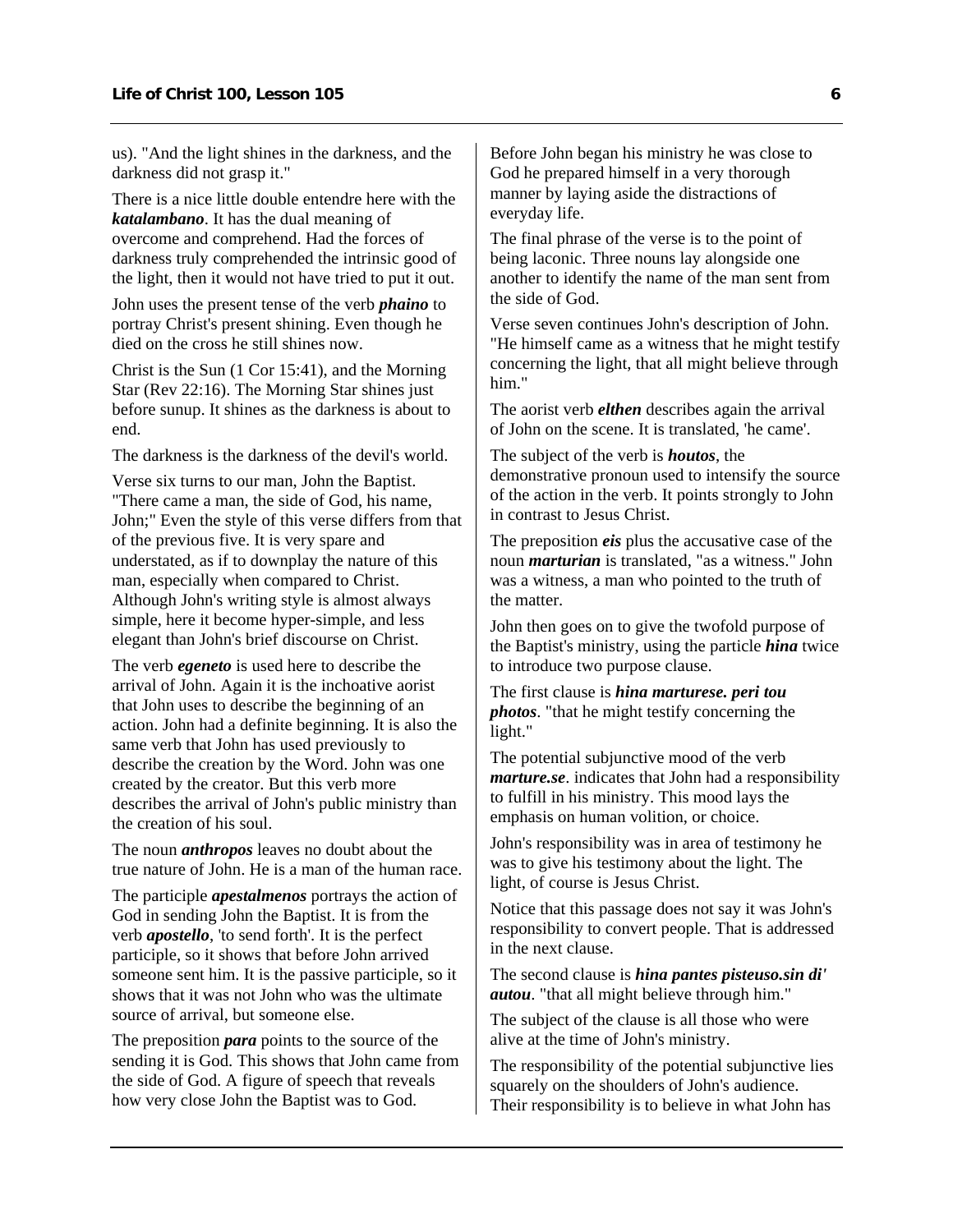us). "And the light shines in the darkness, and the darkness did not grasp it."

There is a nice little double entendre here with the ***katalambano***. It has the dual meaning of overcome and comprehend. Had the forces of darkness truly comprehended the intrinsic good of the light, then it would not have tried to put it out.

John uses the present tense of the verb ***phaino*** to portray Christ's present shining. Even though he died on the cross he still shines now.

Christ is the Sun (1 Cor 15:41), and the Morning Star (Rev 22:16). The Morning Star shines just before sunup. It shines as the darkness is about to end.

The darkness is the darkness of the devil's world.

Verse six turns to our man, John the Baptist. "There came a man, the side of God, his name, John;" Even the style of this verse differs from that of the previous five. It is very spare and understated, as if to downplay the nature of this man, especially when compared to Christ. Although John's writing style is almost always simple, here it become hyper-simple, and less elegant than John's brief discourse on Christ.

The verb ***egeneto*** is used here to describe the arrival of John. Again it is the inchoative aorist that John uses to describe the beginning of an action. John had a definite beginning. It is also the same verb that John has used previously to describe the creation by the Word. John was one created by the creator. But this verb more describes the arrival of John's public ministry than the creation of his soul.

The noun ***anthropos*** leaves no doubt about the true nature of John. He is a man of the human race.

The participle ***apestalmenos*** portrays the action of God in sending John the Baptist. It is from the verb ***apostello***, 'to send forth'. It is the perfect participle, so it shows that before John arrived someone sent him. It is the passive participle, so it shows that it was not John who was the ultimate source of arrival, but someone else.

The preposition ***para*** points to the source of the sending it is God. This shows that John came from the side of God. A figure of speech that reveals how very close John the Baptist was to God.

Before John began his ministry he was close to God he prepared himself in a very thorough manner by laying aside the distractions of everyday life.

The final phrase of the verse is to the point of being laconic. Three nouns lay alongside one another to identify the name of the man sent from the side of God.

Verse seven continues John's description of John. "He himself came as a witness that he might testify concerning the light, that all might believe through him."

The aorist verb ***elthen*** describes again the arrival of John on the scene. It is translated, 'he came'.

The subject of the verb is ***houtos***, the demonstrative pronoun used to intensify the source of the action in the verb. It points strongly to John in contrast to Jesus Christ.

The preposition ***eis*** plus the accusative case of the noun ***marturian*** is translated, "as a witness." John was a witness, a man who pointed to the truth of the matter.

John then goes on to give the twofold purpose of the Baptist's ministry, using the particle ***hina*** twice to introduce two purpose clause.

The first clause is ***hina marturese. peri tou photos***. "that he might testify concerning the light."

The potential subjunctive mood of the verb ***marture.se***. indicates that John had a responsibility to fulfill in his ministry. This mood lays the emphasis on human volition, or choice.

John's responsibility was in area of testimony he was to give his testimony about the light. The light, of course is Jesus Christ.

Notice that this passage does not say it was John's responsibility to convert people. That is addressed in the next clause.

The second clause is ***hina pantes pisteuso.sin di' autou***. "that all might believe through him."

The subject of the clause is all those who were alive at the time of John's ministry.

The responsibility of the potential subjunctive lies squarely on the shoulders of John's audience. Their responsibility is to believe in what John has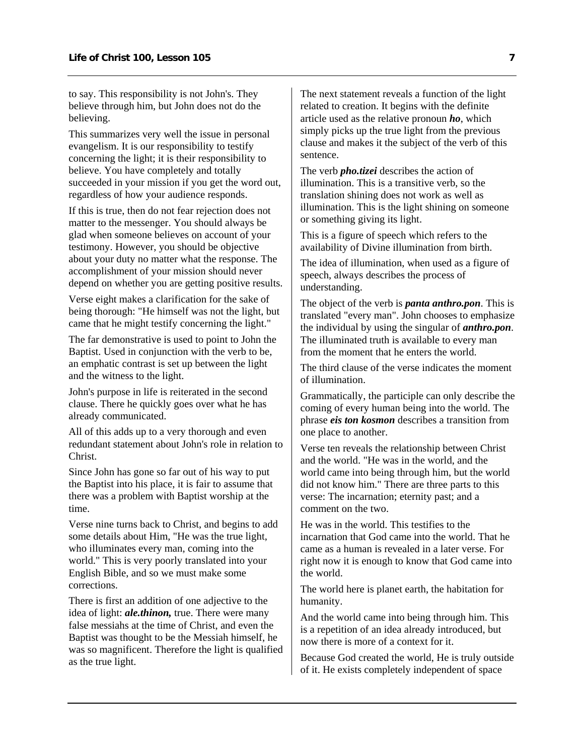to say. This responsibility is not John's. They believe through him, but John does not do the believing.

This summarizes very well the issue in personal evangelism. It is our responsibility to testify concerning the light; it is their responsibility to believe. You have completely and totally succeeded in your mission if you get the word out, regardless of how your audience responds.

If this is true, then do not fear rejection does not matter to the messenger. You should always be glad when someone believes on account of your testimony. However, you should be objective about your duty no matter what the response. The accomplishment of your mission should never depend on whether you are getting positive results.

Verse eight makes a clarification for the sake of being thorough: "He himself was not the light, but came that he might testify concerning the light."

The far demonstrative is used to point to John the Baptist. Used in conjunction with the verb to be, an emphatic contrast is set up between the light and the witness to the light.

John's purpose in life is reiterated in the second clause. There he quickly goes over what he has already communicated.

All of this adds up to a very thorough and even redundant statement about John's role in relation to Christ.

Since John has gone so far out of his way to put the Baptist into his place, it is fair to assume that there was a problem with Baptist worship at the time.

Verse nine turns back to Christ, and begins to add some details about Him, "He was the true light, who illuminates every man, coming into the world." This is very poorly translated into your English Bible, and so we must make some corrections.

There is first an addition of one adjective to the idea of light: ***ale.thinon,*** true. There were many false messiahs at the time of Christ, and even the Baptist was thought to be the Messiah himself, he was so magnificent. Therefore the light is qualified as the true light.

The next statement reveals a function of the light related to creation. It begins with the definite article used as the relative pronoun ***ho***, which simply picks up the true light from the previous clause and makes it the subject of the verb of this sentence.

The verb ***pho.tizei*** describes the action of illumination. This is a transitive verb, so the translation shining does not work as well as illumination. This is the light shining on someone or something giving its light.

This is a figure of speech which refers to the availability of Divine illumination from birth.

The idea of illumination, when used as a figure of speech, always describes the process of understanding.

The object of the verb is ***panta anthro.pon***. This is translated "every man". John chooses to emphasize the individual by using the singular of ***anthro.pon***. The illuminated truth is available to every man from the moment that he enters the world.

The third clause of the verse indicates the moment of illumination.

Grammatically, the participle can only describe the coming of every human being into the world. The phrase ***eis ton kosmon*** describes a transition from one place to another.

Verse ten reveals the relationship between Christ and the world. "He was in the world, and the world came into being through him, but the world did not know him." There are three parts to this verse: The incarnation; eternity past; and a comment on the two.

He was in the world. This testifies to the incarnation that God came into the world. That he came as a human is revealed in a later verse. For right now it is enough to know that God came into the world.

The world here is planet earth, the habitation for humanity.

And the world came into being through him. This is a repetition of an idea already introduced, but now there is more of a context for it.

Because God created the world, He is truly outside of it. He exists completely independent of space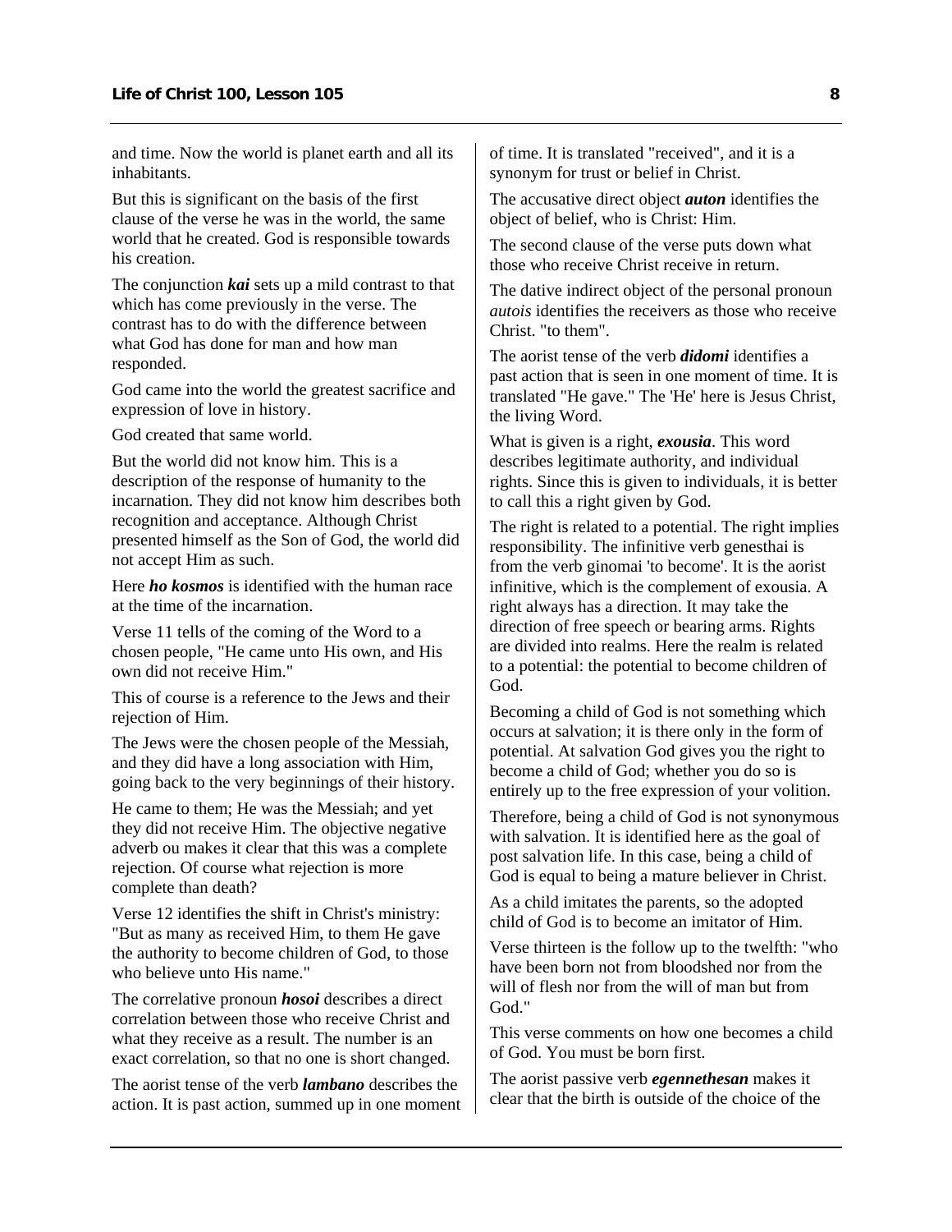and time. Now the world is planet earth and all its inhabitants.

But this is significant on the basis of the first clause of the verse he was in the world, the same world that he created. God is responsible towards his creation.

The conjunction ***kai*** sets up a mild contrast to that which has come previously in the verse. The contrast has to do with the difference between what God has done for man and how man responded.

God came into the world the greatest sacrifice and expression of love in history.

God created that same world.

But the world did not know him. This is a description of the response of humanity to the incarnation. They did not know him describes both recognition and acceptance. Although Christ presented himself as the Son of God, the world did not accept Him as such.

Here ***ho kosmos*** is identified with the human race at the time of the incarnation.

Verse 11 tells of the coming of the Word to a chosen people, "He came unto His own, and His own did not receive Him."

This of course is a reference to the Jews and their rejection of Him.

The Jews were the chosen people of the Messiah, and they did have a long association with Him, going back to the very beginnings of their history.

He came to them; He was the Messiah; and yet they did not receive Him. The objective negative adverb ou makes it clear that this was a complete rejection. Of course what rejection is more complete than death?

Verse 12 identifies the shift in Christ's ministry: "But as many as received Him, to them He gave the authority to become children of God, to those who believe unto His name."

The correlative pronoun ***hosoi*** describes a direct correlation between those who receive Christ and what they receive as a result. The number is an exact correlation, so that no one is short changed.

The aorist tense of the verb ***lambano*** describes the action. It is past action, summed up in one moment of time. It is translated "received", and it is a synonym for trust or belief in Christ.

The accusative direct object ***auton*** identifies the object of belief, who is Christ: Him.

The second clause of the verse puts down what those who receive Christ receive in return.

The dative indirect object of the personal pronoun *autois* identifies the receivers as those who receive Christ. "to them".

The aorist tense of the verb ***didomi*** identifies a past action that is seen in one moment of time. It is translated "He gave." The 'He' here is Jesus Christ, the living Word.

What is given is a right, ***exousia***. This word describes legitimate authority, and individual rights. Since this is given to individuals, it is better to call this a right given by God.

The right is related to a potential. The right implies responsibility. The infinitive verb genesthai is from the verb ginomai 'to become'. It is the aorist infinitive, which is the complement of exousia. A right always has a direction. It may take the direction of free speech or bearing arms. Rights are divided into realms. Here the realm is related to a potential: the potential to become children of God.

Becoming a child of God is not something which occurs at salvation; it is there only in the form of potential. At salvation God gives you the right to become a child of God; whether you do so is entirely up to the free expression of your volition.

Therefore, being a child of God is not synonymous with salvation. It is identified here as the goal of post salvation life. In this case, being a child of God is equal to being a mature believer in Christ.

As a child imitates the parents, so the adopted child of God is to become an imitator of Him.

Verse thirteen is the follow up to the twelfth: "who have been born not from bloodshed nor from the will of flesh nor from the will of man but from God."

This verse comments on how one becomes a child of God. You must be born first.

The aorist passive verb ***egennethesan*** makes it clear that the birth is outside of the choice of the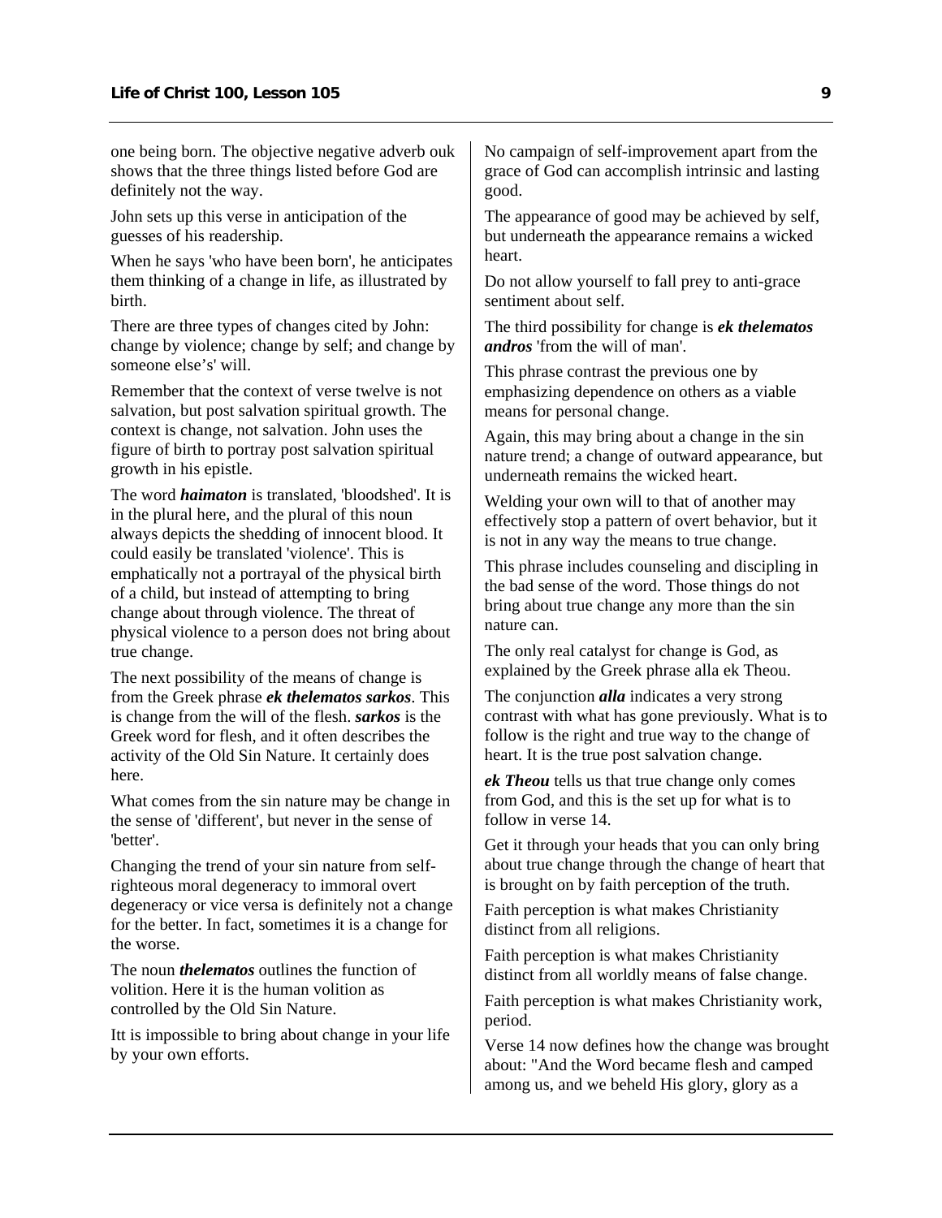one being born. The objective negative adverb ouk shows that the three things listed before God are definitely not the way.

John sets up this verse in anticipation of the guesses of his readership.

When he says 'who have been born', he anticipates them thinking of a change in life, as illustrated by birth.

There are three types of changes cited by John: change by violence; change by self; and change by someone else's' will.

Remember that the context of verse twelve is not salvation, but post salvation spiritual growth. The context is change, not salvation. John uses the figure of birth to portray post salvation spiritual growth in his epistle.

The word ***haimaton*** is translated, 'bloodshed'. It is in the plural here, and the plural of this noun always depicts the shedding of innocent blood. It could easily be translated 'violence'. This is emphatically not a portrayal of the physical birth of a child, but instead of attempting to bring change about through violence. The threat of physical violence to a person does not bring about true change.

The next possibility of the means of change is from the Greek phrase ***ek thelematos sarkos***. This is change from the will of the flesh. ***sarkos*** is the Greek word for flesh, and it often describes the activity of the Old Sin Nature. It certainly does here.

What comes from the sin nature may be change in the sense of 'different', but never in the sense of 'better'.

Changing the trend of your sin nature from self-righteous moral degeneracy to immoral overt degeneracy or vice versa is definitely not a change for the better. In fact, sometimes it is a change for the worse.

The noun ***thelematos*** outlines the function of volition. Here it is the human volition as controlled by the Old Sin Nature.

Itt is impossible to bring about change in your life by your own efforts.

No campaign of self-improvement apart from the grace of God can accomplish intrinsic and lasting good.

The appearance of good may be achieved by self, but underneath the appearance remains a wicked heart.

Do not allow yourself to fall prey to anti-grace sentiment about self.

The third possibility for change is ***ek thelematos andros*** 'from the will of man'.

This phrase contrast the previous one by emphasizing dependence on others as a viable means for personal change.

Again, this may bring about a change in the sin nature trend; a change of outward appearance, but underneath remains the wicked heart.

Welding your own will to that of another may effectively stop a pattern of overt behavior, but it is not in any way the means to true change.

This phrase includes counseling and discipling in the bad sense of the word. Those things do not bring about true change any more than the sin nature can.

The only real catalyst for change is God, as explained by the Greek phrase alla ek Theou.

The conjunction ***alla*** indicates a very strong contrast with what has gone previously. What is to follow is the right and true way to the change of heart. It is the true post salvation change.

***ek Theou*** tells us that true change only comes from God, and this is the set up for what is to follow in verse 14.

Get it through your heads that you can only bring about true change through the change of heart that is brought on by faith perception of the truth.

Faith perception is what makes Christianity distinct from all religions.

Faith perception is what makes Christianity distinct from all worldly means of false change.

Faith perception is what makes Christianity work, period.

Verse 14 now defines how the change was brought about: "And the Word became flesh and camped among us, and we beheld His glory, glory as a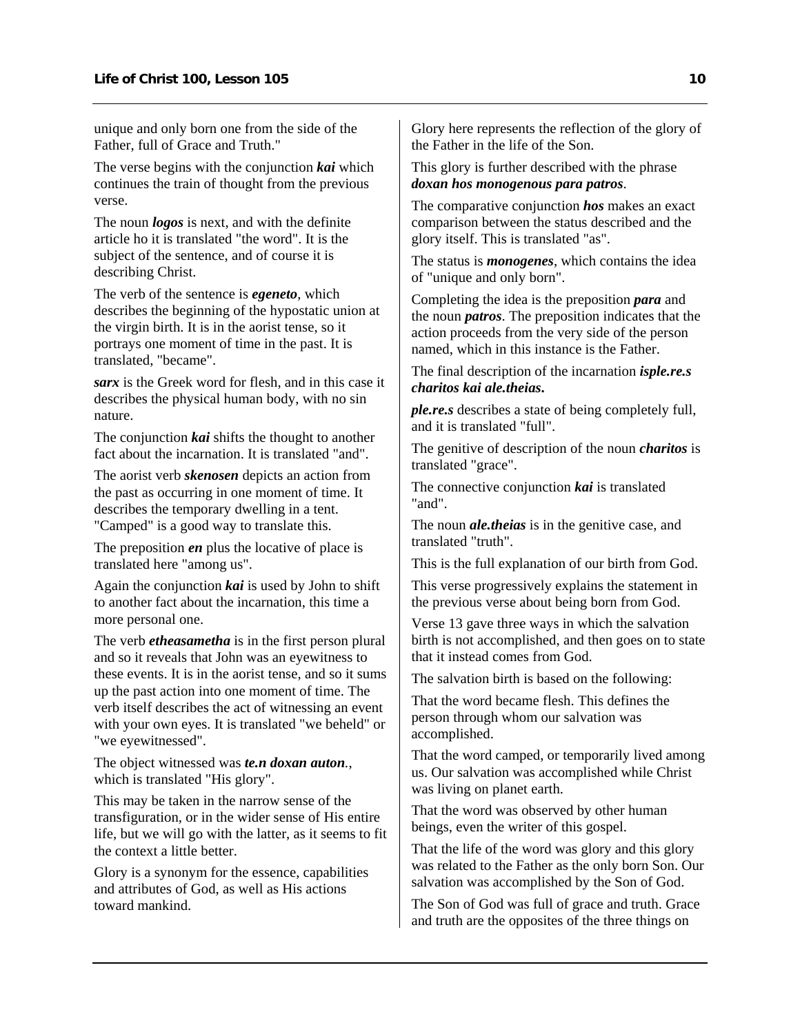unique and only born one from the side of the Father, full of Grace and Truth."

The verse begins with the conjunction ***kai*** which continues the train of thought from the previous verse.

The noun ***logos*** is next, and with the definite article ho it is translated "the word". It is the subject of the sentence, and of course it is describing Christ.

The verb of the sentence is ***egeneto***, which describes the beginning of the hypostatic union at the virgin birth. It is in the aorist tense, so it portrays one moment of time in the past. It is translated, "became".

***sarx*** is the Greek word for flesh, and in this case it describes the physical human body, with no sin nature.

The conjunction ***kai*** shifts the thought to another fact about the incarnation. It is translated "and".

The aorist verb ***skenosen*** depicts an action from the past as occurring in one moment of time. It describes the temporary dwelling in a tent. "Camped" is a good way to translate this.

The preposition ***en*** plus the locative of place is translated here "among us".

Again the conjunction ***kai*** is used by John to shift to another fact about the incarnation, this time a more personal one.

The verb ***etheasametha*** is in the first person plural and so it reveals that John was an eyewitness to these events. It is in the aorist tense, and so it sums up the past action into one moment of time. The verb itself describes the act of witnessing an event with your own eyes. It is translated "we beheld" or "we eyewitnessed".

The object witnessed was ***te.n doxan auton.***, which is translated "His glory".

This may be taken in the narrow sense of the transfiguration, or in the wider sense of His entire life, but we will go with the latter, as it seems to fit the context a little better.

Glory is a synonym for the essence, capabilities and attributes of God, as well as His actions toward mankind.

Glory here represents the reflection of the glory of the Father in the life of the Son.

This glory is further described with the phrase ***doxan hos monogenous para patros***.

The comparative conjunction ***hos*** makes an exact comparison between the status described and the glory itself. This is translated "as".

The status is ***monogenes***, which contains the idea of "unique and only born".

Completing the idea is the preposition ***para*** and the noun ***patros***. The preposition indicates that the action proceeds from the very side of the person named, which in this instance is the Father.

The final description of the incarnation ***isple.re.s charitos kai ale.theias.***

***ple.re.s*** describes a state of being completely full, and it is translated "full".

The genitive of description of the noun ***charitos*** is translated "grace".

The connective conjunction ***kai*** is translated "and".

The noun ***ale.theias*** is in the genitive case, and translated "truth".

This is the full explanation of our birth from God.

This verse progressively explains the statement in the previous verse about being born from God.

Verse 13 gave three ways in which the salvation birth is not accomplished, and then goes on to state that it instead comes from God.

The salvation birth is based on the following:

That the word became flesh. This defines the person through whom our salvation was accomplished.

That the word camped, or temporarily lived among us. Our salvation was accomplished while Christ was living on planet earth.

That the word was observed by other human beings, even the writer of this gospel.

That the life of the word was glory and this glory was related to the Father as the only born Son. Our salvation was accomplished by the Son of God.

The Son of God was full of grace and truth. Grace and truth are the opposites of the three things on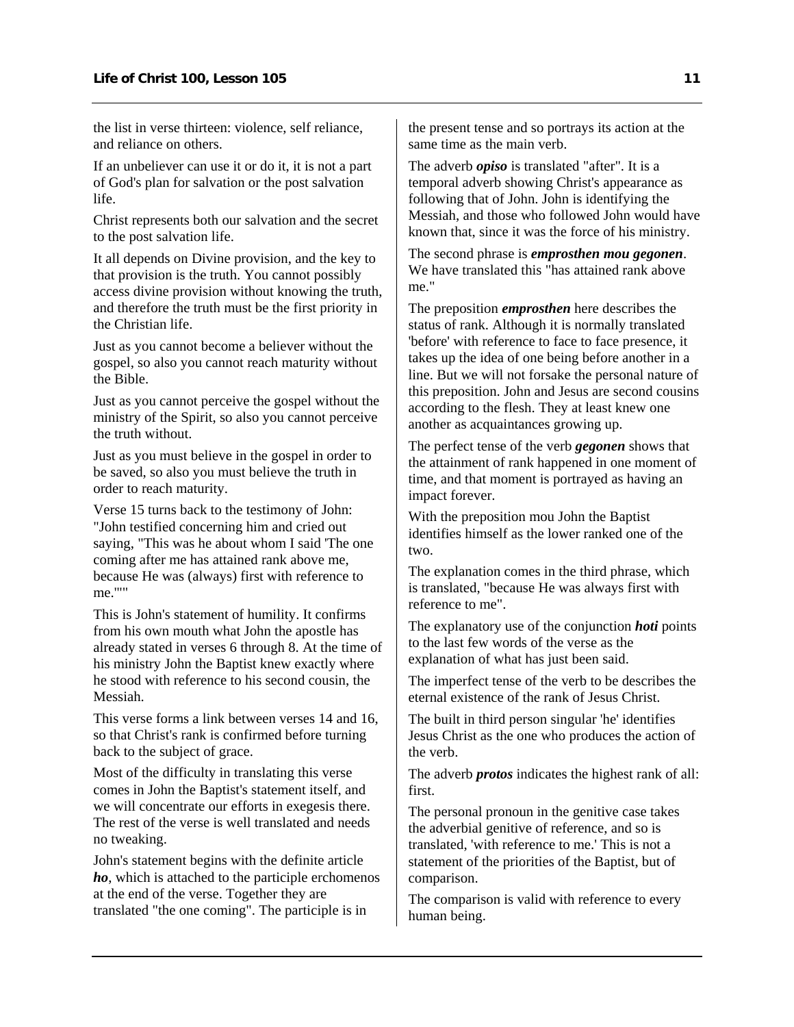the list in verse thirteen: violence, self reliance, and reliance on others.

If an unbeliever can use it or do it, it is not a part of God's plan for salvation or the post salvation life.

Christ represents both our salvation and the secret to the post salvation life.

It all depends on Divine provision, and the key to that provision is the truth. You cannot possibly access divine provision without knowing the truth, and therefore the truth must be the first priority in the Christian life.

Just as you cannot become a believer without the gospel, so also you cannot reach maturity without the Bible.

Just as you cannot perceive the gospel without the ministry of the Spirit, so also you cannot perceive the truth without.

Just as you must believe in the gospel in order to be saved, so also you must believe the truth in order to reach maturity.

Verse 15 turns back to the testimony of John: "John testified concerning him and cried out saying, "This was he about whom I said 'The one coming after me has attained rank above me, because He was (always) first with reference to me.'""

This is John's statement of humility. It confirms from his own mouth what John the apostle has already stated in verses 6 through 8. At the time of his ministry John the Baptist knew exactly where he stood with reference to his second cousin, the Messiah.

This verse forms a link between verses 14 and 16, so that Christ's rank is confirmed before turning back to the subject of grace.

Most of the difficulty in translating this verse comes in John the Baptist's statement itself, and we will concentrate our efforts in exegesis there. The rest of the verse is well translated and needs no tweaking.

John's statement begins with the definite article ***ho***, which is attached to the participle erchomenos at the end of the verse. Together they are translated "the one coming". The participle is in the present tense and so portrays its action at the same time as the main verb.

The adverb ***opiso*** is translated "after". It is a temporal adverb showing Christ's appearance as following that of John. John is identifying the Messiah, and those who followed John would have known that, since it was the force of his ministry.

The second phrase is ***emprosthen mou gegonen***. We have translated this "has attained rank above me."

The preposition ***emprosthen*** here describes the status of rank. Although it is normally translated 'before' with reference to face to face presence, it takes up the idea of one being before another in a line. But we will not forsake the personal nature of this preposition. John and Jesus are second cousins according to the flesh. They at least knew one another as acquaintances growing up.

The perfect tense of the verb ***gegonen*** shows that the attainment of rank happened in one moment of time, and that moment is portrayed as having an impact forever.

With the preposition mou John the Baptist identifies himself as the lower ranked one of the two.

The explanation comes in the third phrase, which is translated, "because He was always first with reference to me".

The explanatory use of the conjunction ***hoti*** points to the last few words of the verse as the explanation of what has just been said.

The imperfect tense of the verb to be describes the eternal existence of the rank of Jesus Christ.

The built in third person singular 'he' identifies Jesus Christ as the one who produces the action of the verb.

The adverb ***protos*** indicates the highest rank of all: first.

The personal pronoun in the genitive case takes the adverbial genitive of reference, and so is translated, 'with reference to me.' This is not a statement of the priorities of the Baptist, but of comparison.

The comparison is valid with reference to every human being.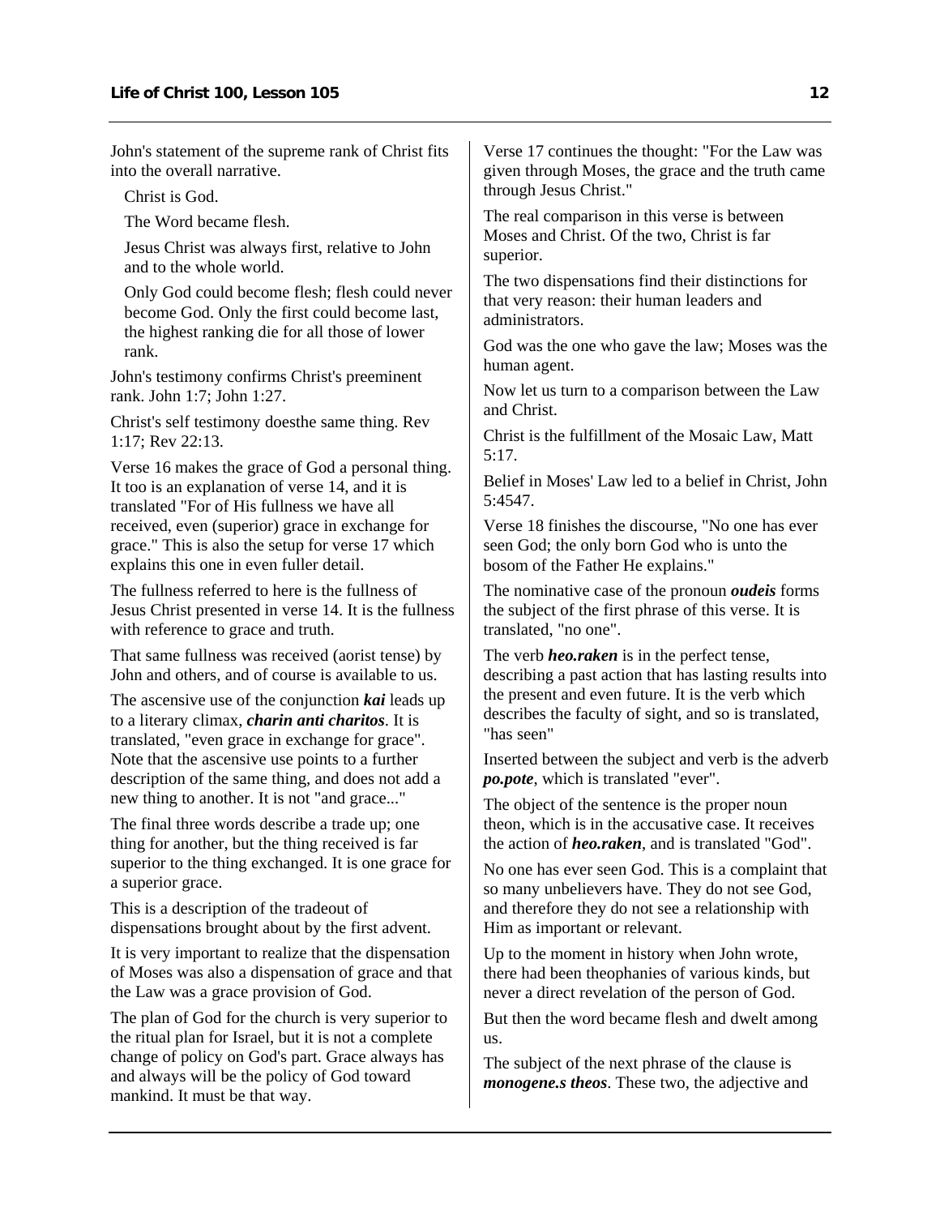John's statement of the supreme rank of Christ fits into the overall narrative.

Christ is God.

The Word became flesh.

Jesus Christ was always first, relative to John and to the whole world.

Only God could become flesh; flesh could never become God. Only the first could become last, the highest ranking die for all those of lower rank.

John's testimony confirms Christ's preeminent rank. John 1:7; John 1:27.

Christ's self testimony doesthe same thing. Rev 1:17; Rev 22:13.

Verse 16 makes the grace of God a personal thing. It too is an explanation of verse 14, and it is translated "For of His fullness we have all received, even (superior) grace in exchange for grace." This is also the setup for verse 17 which explains this one in even fuller detail.

The fullness referred to here is the fullness of Jesus Christ presented in verse 14. It is the fullness with reference to grace and truth.

That same fullness was received (aorist tense) by John and others, and of course is available to us.

The ascensive use of the conjunction ***kai*** leads up to a literary climax, ***charin anti charitos***. It is translated, "even grace in exchange for grace". Note that the ascensive use points to a further description of the same thing, and does not add a new thing to another. It is not "and grace..."

The final three words describe a trade up; one thing for another, but the thing received is far superior to the thing exchanged. It is one grace for a superior grace.

This is a description of the tradeout of dispensations brought about by the first advent.

It is very important to realize that the dispensation of Moses was also a dispensation of grace and that the Law was a grace provision of God.

The plan of God for the church is very superior to the ritual plan for Israel, but it is not a complete change of policy on God's part. Grace always has and always will be the policy of God toward mankind. It must be that way.

Verse 17 continues the thought: "For the Law was given through Moses, the grace and the truth came through Jesus Christ."

The real comparison in this verse is between Moses and Christ. Of the two, Christ is far superior.

The two dispensations find their distinctions for that very reason: their human leaders and administrators.

God was the one who gave the law; Moses was the human agent.

Now let us turn to a comparison between the Law and Christ.

Christ is the fulfillment of the Mosaic Law, Matt 5:17.

Belief in Moses' Law led to a belief in Christ, John 5:4547.

Verse 18 finishes the discourse, "No one has ever seen God; the only born God who is unto the bosom of the Father He explains."

The nominative case of the pronoun ***oudeis*** forms the subject of the first phrase of this verse. It is translated, "no one".

The verb ***heo.raken*** is in the perfect tense, describing a past action that has lasting results into the present and even future. It is the verb which describes the faculty of sight, and so is translated, "has seen"

Inserted between the subject and verb is the adverb ***po.pote***, which is translated "ever".

The object of the sentence is the proper noun theon, which is in the accusative case. It receives the action of ***heo.raken***, and is translated "God".

No one has ever seen God. This is a complaint that so many unbelievers have. They do not see God, and therefore they do not see a relationship with Him as important or relevant.

Up to the moment in history when John wrote, there had been theophanies of various kinds, but never a direct revelation of the person of God.

But then the word became flesh and dwelt among us.

The subject of the next phrase of the clause is ***monogene.s theos***. These two, the adjective and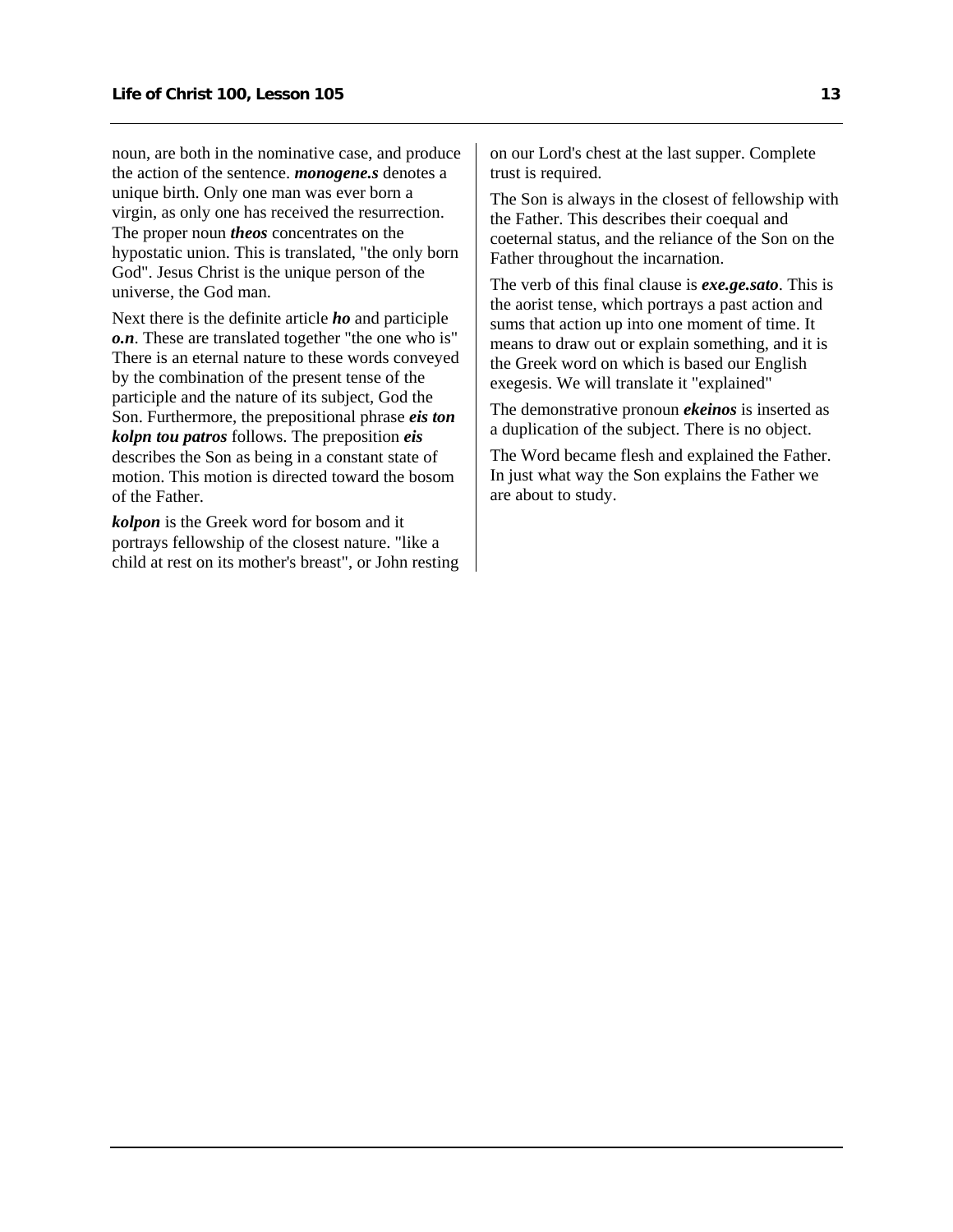noun, are both in the nominative case, and produce the action of the sentence. ***monogene.s*** denotes a unique birth. Only one man was ever born a virgin, as only one has received the resurrection. The proper noun ***theos*** concentrates on the hypostatic union. This is translated, "the only born God". Jesus Christ is the unique person of the universe, the God man.

Next there is the definite article ***ho*** and participle ***o.n***. These are translated together "the one who is" There is an eternal nature to these words conveyed by the combination of the present tense of the participle and the nature of its subject, God the Son. Furthermore, the prepositional phrase ***eis ton kolpn tou patros*** follows. The preposition ***eis*** describes the Son as being in a constant state of motion. This motion is directed toward the bosom of the Father.

***kolpon*** is the Greek word for bosom and it portrays fellowship of the closest nature. "like a child at rest on its mother's breast", or John resting on our Lord's chest at the last supper. Complete trust is required.

The Son is always in the closest of fellowship with the Father. This describes their coequal and coeternal status, and the reliance of the Son on the Father throughout the incarnation.

The verb of this final clause is ***exe.ge.sato***. This is the aorist tense, which portrays a past action and sums that action up into one moment of time. It means to draw out or explain something, and it is the Greek word on which is based our English exegesis. We will translate it "explained"

The demonstrative pronoun ***ekeinos*** is inserted as a duplication of the subject. There is no object.

The Word became flesh and explained the Father. In just what way the Son explains the Father we are about to study.